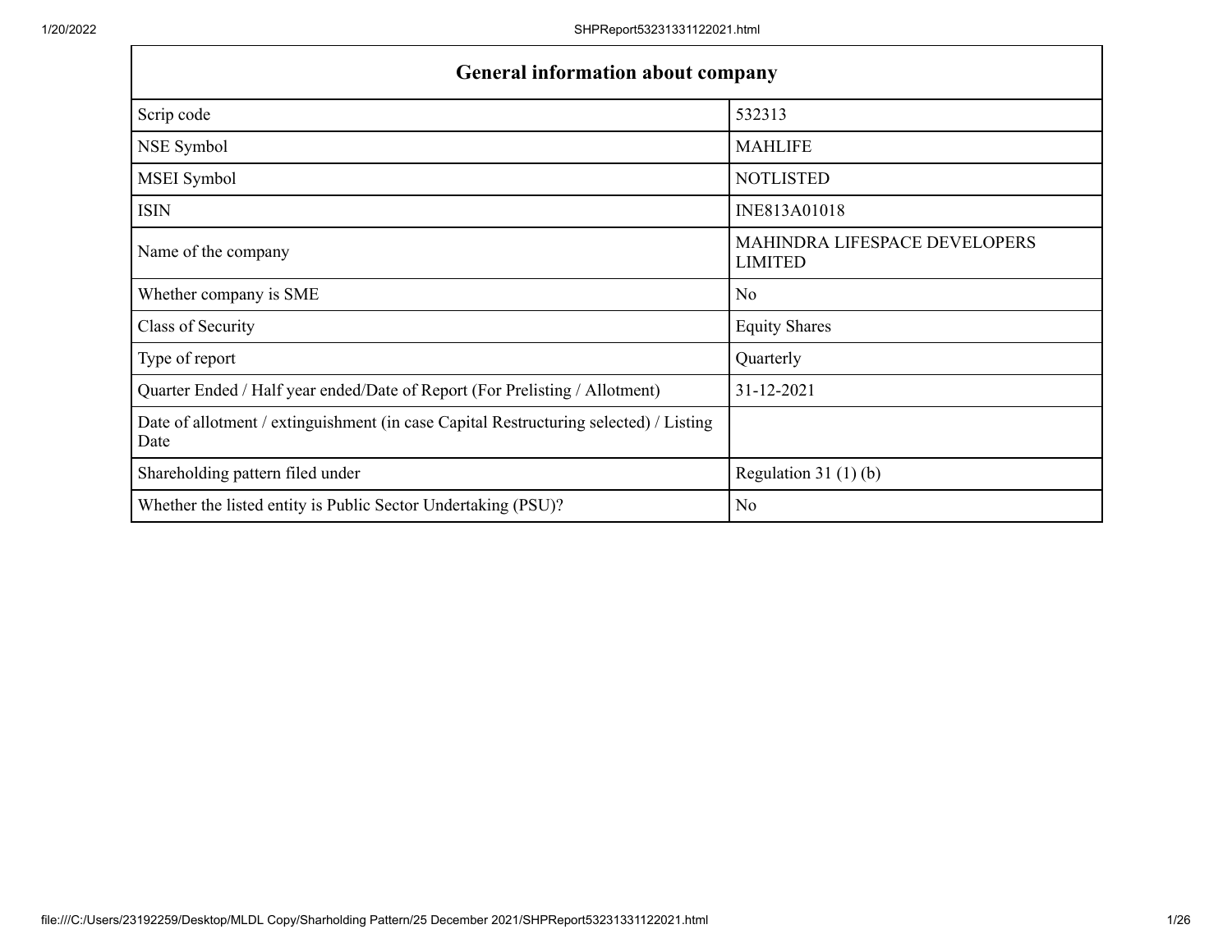| General information about company | |
|---|---|
| Scrip code | 532313 |
| NSE Symbol | MAHLIFE |
| MSEI Symbol | NOTLISTED |
| ISIN | INE813A01018 |
| Name of the company | MAHINDRA LIFESPACE DEVELOPERS LIMITED |
| Whether company is SME | No |
| Class of Security | Equity Shares |
| Type of report | Quarterly |
| Quarter Ended / Half year ended/Date of Report (For Prelisting / Allotment) | 31-12-2021 |
| Date of allotment / extinguishment (in case Capital Restructuring selected) / Listing Date | |
| Shareholding pattern filed under | Regulation 31 (1) (b) |
| Whether the listed entity is Public Sector Undertaking (PSU)? | No |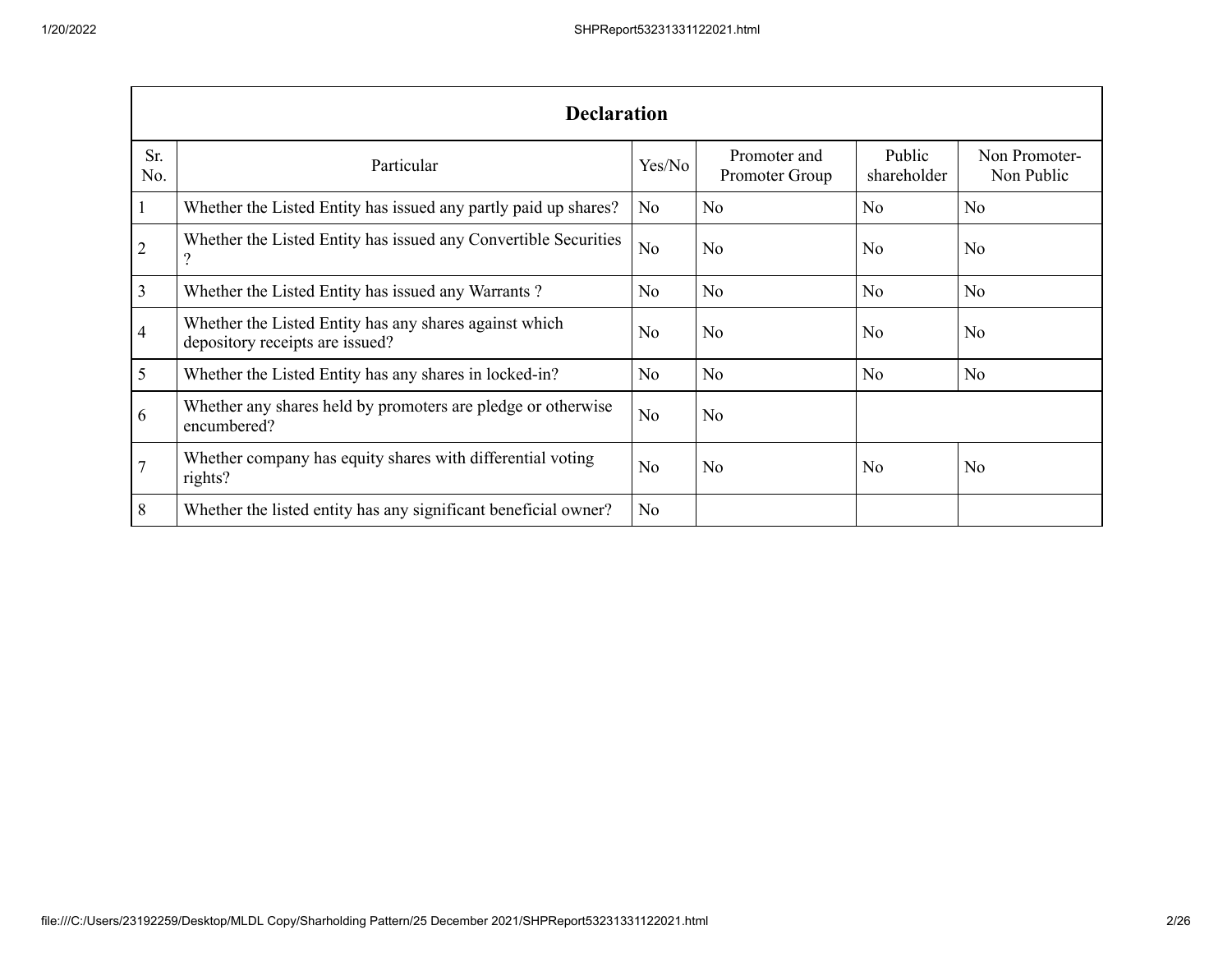| Declaration | | | | | |
|---|---|---|---|---|---|
| Sr. No. | Particular | Yes/No | Promoter and Promoter Group | Public shareholder | Non Promoter- Non Public |
| 1 | Whether the Listed Entity has issued any partly paid up shares? | No | No | No | No |
| 2 | Whether the Listed Entity has issued any Convertible Securities ? | No | No | No | No |
| 3 | Whether the Listed Entity has issued any Warrants ? | No | No | No | No |
| 4 | Whether the Listed Entity has any shares against which depository receipts are issued? | No | No | No | No |
| 5 | Whether the Listed Entity has any shares in locked-in? | No | No | No | No |
| 6 | Whether any shares held by promoters are pledge or otherwise encumbered? | No | No | | |
| 7 | Whether company has equity shares with differential voting rights? | No | No | No | No |
| 8 | Whether the listed entity has any significant beneficial owner? | No | | | |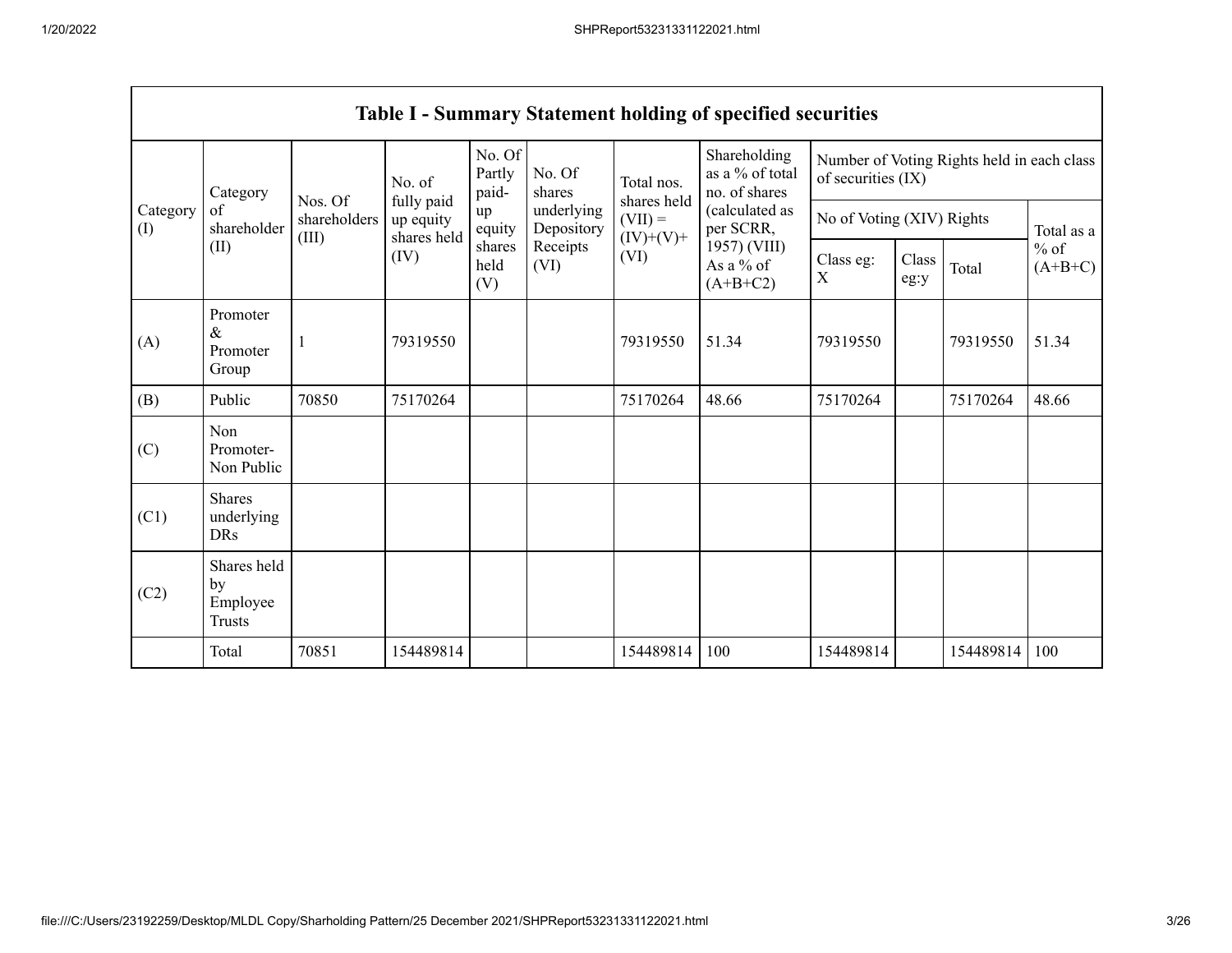| Table I - Summary Statement holding of specified securities | | | | | | | | | | | |
|---|---|---|---|---|---|---|---|---|---|---|---|
| Category (I) | Category of shareholder (II) | Nos. Of shareholders (III) | No. of fully paid up equity shares held (IV) | No. Of Partly paid-up equity shares held (V) | No. Of shares underlying Depository Receipts (VI) | Total nos. shares held (VII) = (IV)+(V)+ (VI) | Shareholding as a % of total no. of shares (calculated as per SCRR, 1957) (VIII) As a % of (A+B+C2) | Number of Voting Rights held in each class of securities (IX) | | | |
| | | | | | | | | No of Voting (XIV) Rights | | | Total as a % of (A+B+C) |
| | | | | | | | | Class eg: X | Class eg:y | Total | |
| (A) | Promoter & Promoter Group | 1 | 79319550 | | | 79319550 | 51.34 | 79319550 | | 79319550 | 51.34 |
| (B) | Public | 70850 | 75170264 | | | 75170264 | 48.66 | 75170264 | | 75170264 | 48.66 |
| (C) | Non Promoter- Non Public | | | | | | | | | | |
| (C1) | Shares underlying DRs | | | | | | | | | | |
| (C2) | Shares held by Employee Trusts | | | | | | | | | | |
| | Total | 70851 | 154489814 | | | 154489814 | 100 | 154489814 | | 154489814 | 100 |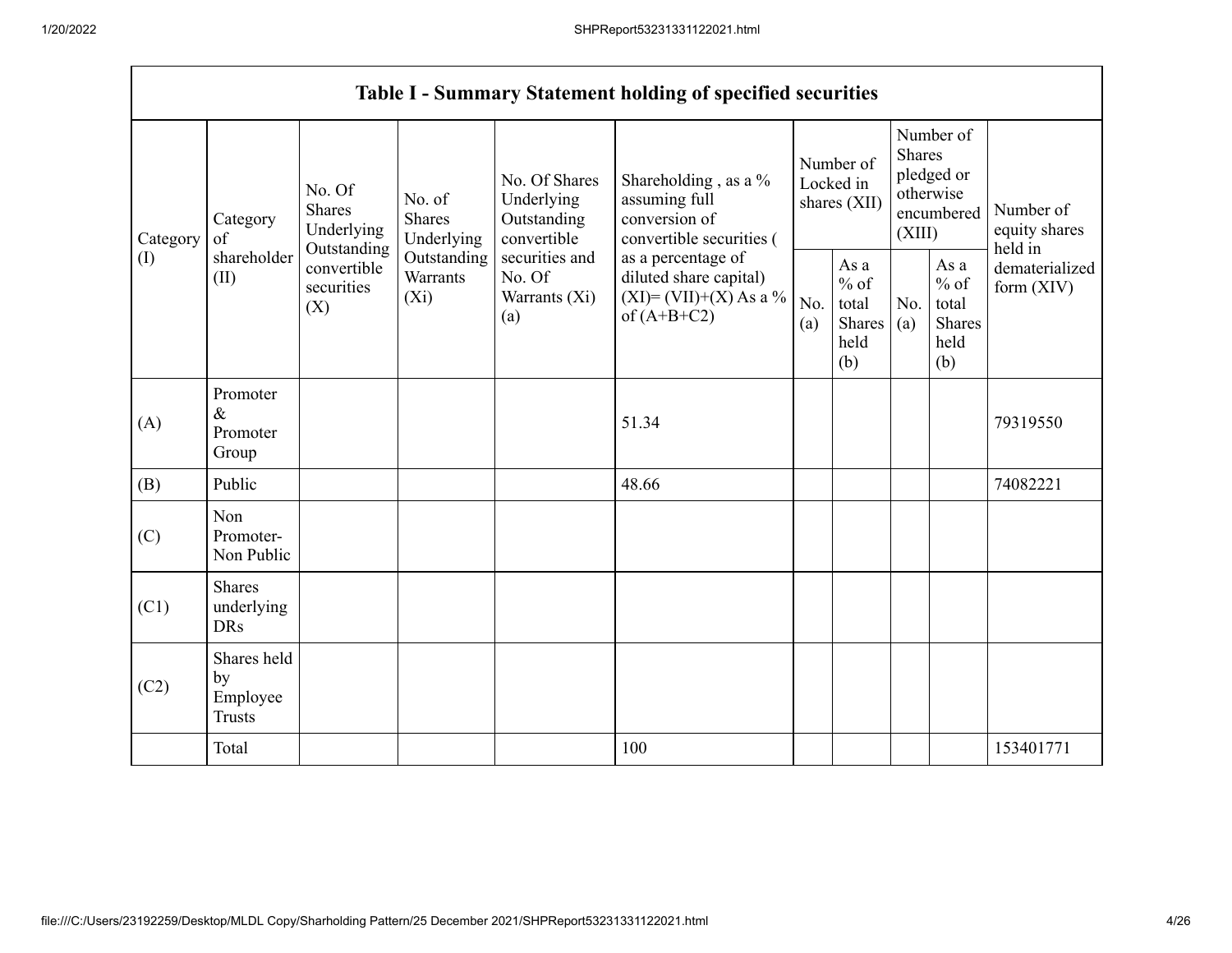## Table I - Summary Statement holding of specified securities

| Category (I) | Category of shareholder (II) | No. Of Shares Underlying Outstanding convertible securities (X) | No. of Shares Underlying Outstanding Warrants (Xi) | No. Of Shares Underlying Outstanding convertible securities and No. Of Warrants (Xi) (a) | Shareholding , as a % assuming full conversion of convertible securities ( as a percentage of diluted share capital) (XI)= (VII)+(X) As a % of (A+B+C2) | Number of Locked in shares (XII) | | Number of Shares pledged or otherwise encumbered (XIII) | | Number of equity shares held in dematerialized form (XIV) |
|---|---|---|---|---|---|---|---|---|---|---|
| | | | | | | No. (a) | As a % of total Shares held (b) | No. (a) | As a % of total Shares held (b) | |
| (A) | Promoter & Promoter Group | | | | 51.34 | | | | | 79319550 |
| (B) | Public | | | | 48.66 | | | | | 74082221 |
| (C) | Non Promoter- Non Public | | | | | | | | | |
| (C1) | Shares underlying DRs | | | | | | | | | |
| (C2) | Shares held by Employee Trusts | | | | | | | | | |
| | Total | | | | 100 | | | | | 153401771 |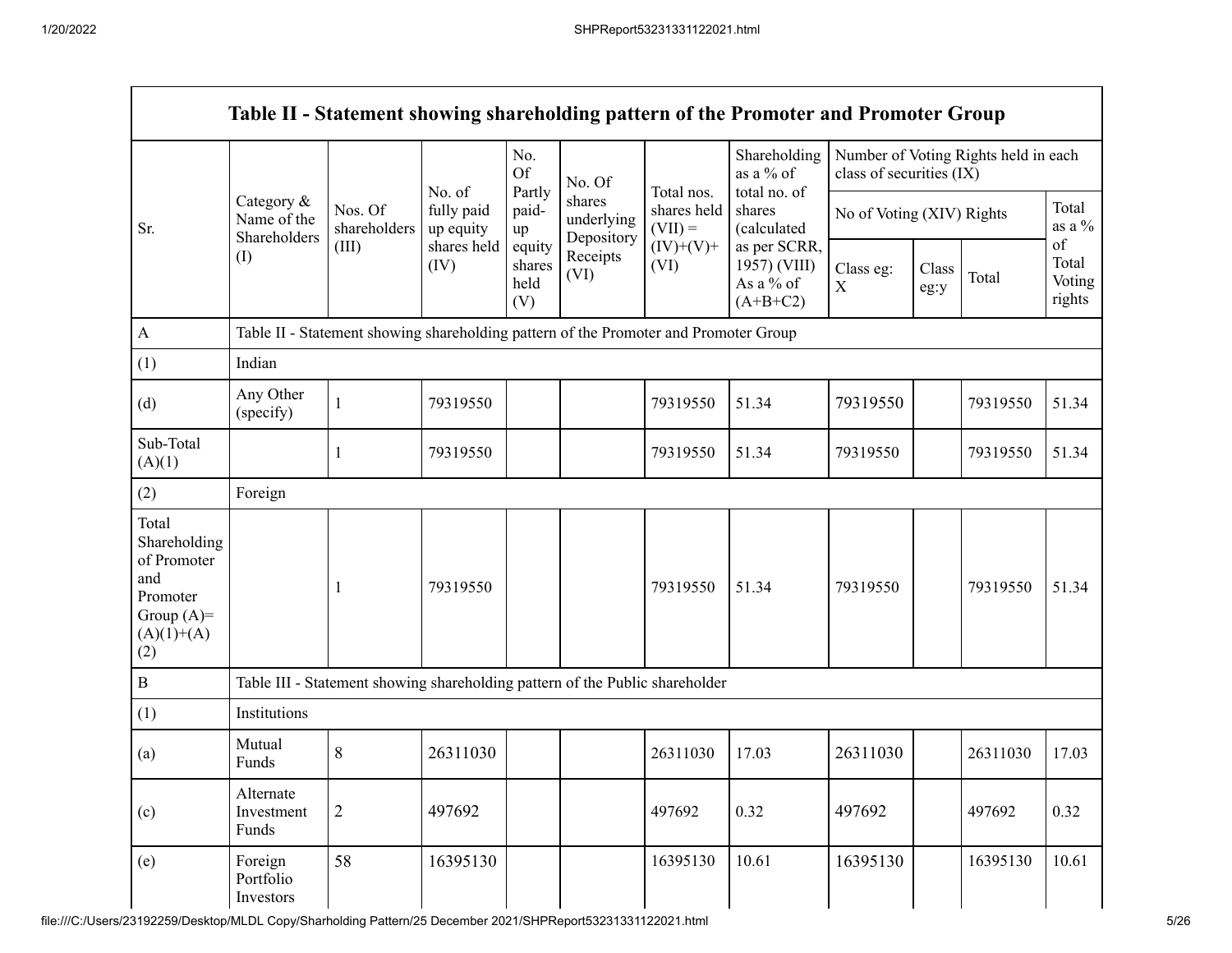| Table II - Statement showing shareholding pattern of the Promoter and Promoter Group | | | | | | | | | | | |
|---|---|---|---|---|---|---|---|---|---|---|---|
| Sr. | Category & Name of the Shareholders (I) | Nos. Of shareholders (III) | No. of fully paid up equity shares held (IV) | No. Of Partly paid-up equity shares held (V) | No. Of shares underlying Depository Receipts (VI) | Total nos. shares held (VII) = (IV)+(V)+ (VI) | Shareholding as a % of total no. of shares (calculated as per SCRR, 1957) (VIII) As a % of (A+B+C2) | Number of Voting Rights held in each class of securities (IX) | | | |
| | | | | | | | | No of Voting (XIV) Rights | | | Total as a % of Total Voting rights |
| | | | | | | | | Class eg: X | Class eg:y | Total | |
| A | Table II - Statement showing shareholding pattern of the Promoter and Promoter Group | | | | | | | | | | |
| (1) | Indian | | | | | | | | | | |
| (d) | Any Other (specify) | 1 | 79319550 | | | 79319550 | 51.34 | 79319550 | | 79319550 | 51.34 |
| Sub-Total (A)(1) | | 1 | 79319550 | | | 79319550 | 51.34 | 79319550 | | 79319550 | 51.34 |
| (2) | Foreign | | | | | | | | | | |
| Total Shareholding of Promoter and Promoter Group (A)= (A)(1)+(A)(2) | | 1 | 79319550 | | | 79319550 | 51.34 | 79319550 | | 79319550 | 51.34 |
| B | Table III - Statement showing shareholding pattern of the Public shareholder | | | | | | | | | | |
| (1) | Institutions | | | | | | | | | | |
| (a) | Mutual Funds | 8 | 26311030 | | | 26311030 | 17.03 | 26311030 | | 26311030 | 17.03 |
| (c) | Alternate Investment Funds | 2 | 497692 | | | 497692 | 0.32 | 497692 | | 497692 | 0.32 |
| (e) | Foreign Portfolio Investors | 58 | 16395130 | | | 16395130 | 10.61 | 16395130 | | 16395130 | 10.61 |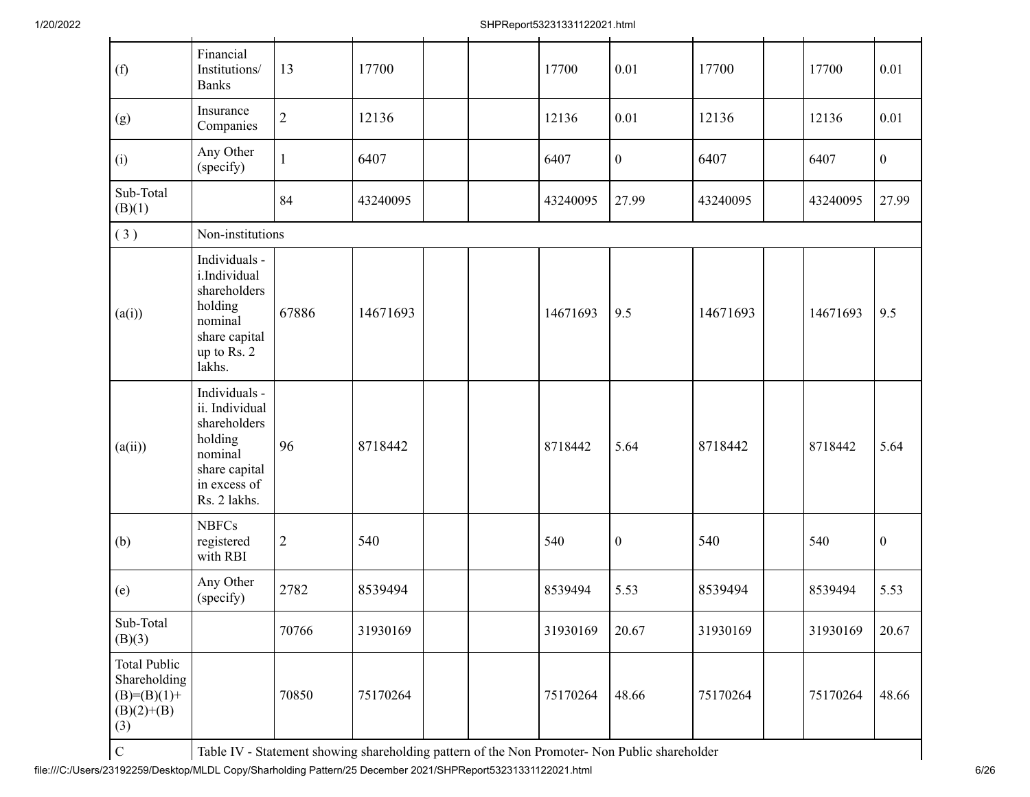| | | | | | | | | | | | |
|---|---|---|---|---|---|---|---|---|---|---|---|
| (f) | Financial Institutions/ Banks | 13 | 17700 | | | 17700 | 0.01 | 17700 | | 17700 | 0.01 |
| (g) | Insurance Companies | 2 | 12136 | | | 12136 | 0.01 | 12136 | | 12136 | 0.01 |
| (i) | Any Other (specify) | 1 | 6407 | | | 6407 | 0 | 6407 | | 6407 | 0 |
| Sub-Total (B)(1) | | 84 | 43240095 | | | 43240095 | 27.99 | 43240095 | | 43240095 | 27.99 |
| ( 3 ) | Non-institutions | | | | | | | | | | |
| (a(i)) | Individuals - i.Individual shareholders holding nominal share capital up to Rs. 2 lakhs. | 67886 | 14671693 | | | 14671693 | 9.5 | 14671693 | | 14671693 | 9.5 |
| (a(ii)) | Individuals - ii. Individual shareholders holding nominal share capital in excess of Rs. 2 lakhs. | 96 | 8718442 | | | 8718442 | 5.64 | 8718442 | | 8718442 | 5.64 |
| (b) | NBFCs registered with RBI | 2 | 540 | | | 540 | 0 | 540 | | 540 | 0 |
| (e) | Any Other (specify) | 2782 | 8539494 | | | 8539494 | 5.53 | 8539494 | | 8539494 | 5.53 |
| Sub-Total (B)(3) | | 70766 | 31930169 | | | 31930169 | 20.67 | 31930169 | | 31930169 | 20.67 |
| Total Public Shareholding (B)=(B)(1)+(B)(2)+(B)(3) | | 70850 | 75170264 | | | 75170264 | 48.66 | 75170264 | | 75170264 | 48.66 |
| C | Table IV - Statement showing shareholding pattern of the Non Promoter- Non Public shareholder | | | | | | | | | | |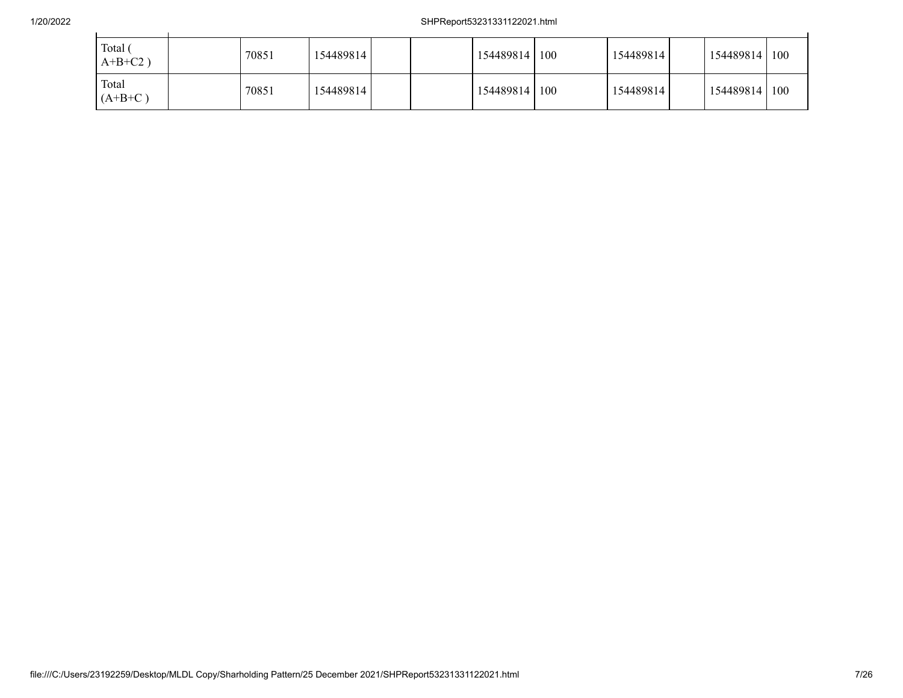| | | | | | | | | | | | |
|---|---|---|---|---|---|---|---|---|---|---|---|
| Total ( A+B+C2 ) | | 70851 | 154489814 | | | 154489814 | 100 | 154489814 | | 154489814 | 100 |
| Total (A+B+C ) | | 70851 | 154489814 | | | 154489814 | 100 | 154489814 | | 154489814 | 100 |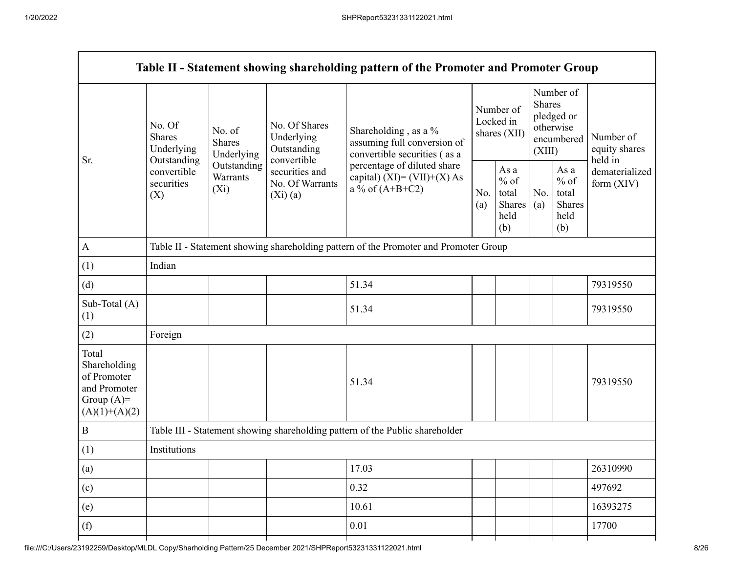| Table II - Statement showing shareholding pattern of the Promoter and Promoter Group | | | | | | | | | |
|---|---|---|---|---|---|---|---|---|---|
| Sr. | No. Of Shares Underlying Outstanding convertible securities (X) | No. of Shares Underlying Outstanding Warrants (Xi) | No. Of Shares Underlying Outstanding convertible securities and No. Of Warrants (Xi) (a) | Shareholding , as a % assuming full conversion of convertible securities ( as a percentage of diluted share capital) (XI)= (VII)+(X) As a % of (A+B+C2) | Number of Locked in shares (XII) | | Number of Shares pledged or otherwise encumbered (XIII) | | Number of equity shares held in dematerialized form (XIV) |
| | | | | | No. (a) | As a % of total Shares held (b) | No. (a) | As a % of total Shares held (b) | |
| A | Table II - Statement showing shareholding pattern of the Promoter and Promoter Group | | | | | | | | |
| (1) | Indian | | | | | | | | |
| (d) | | | | 51.34 | | | | | 79319550 |
| Sub-Total (A) (1) | | | | 51.34 | | | | | 79319550 |
| (2) | Foreign | | | | | | | | |
| Total Shareholding of Promoter and Promoter Group (A)= (A)(1)+(A)(2) | | | | 51.34 | | | | | 79319550 |
| B | Table III - Statement showing shareholding pattern of the Public shareholder | | | | | | | | |
| (1) | Institutions | | | | | | | | |
| (a) | | | | 17.03 | | | | | 26310990 |
| (c) | | | | 0.32 | | | | | 497692 |
| (e) | | | | 10.61 | | | | | 16393275 |
| (f) | | | | 0.01 | | | | | 17700 |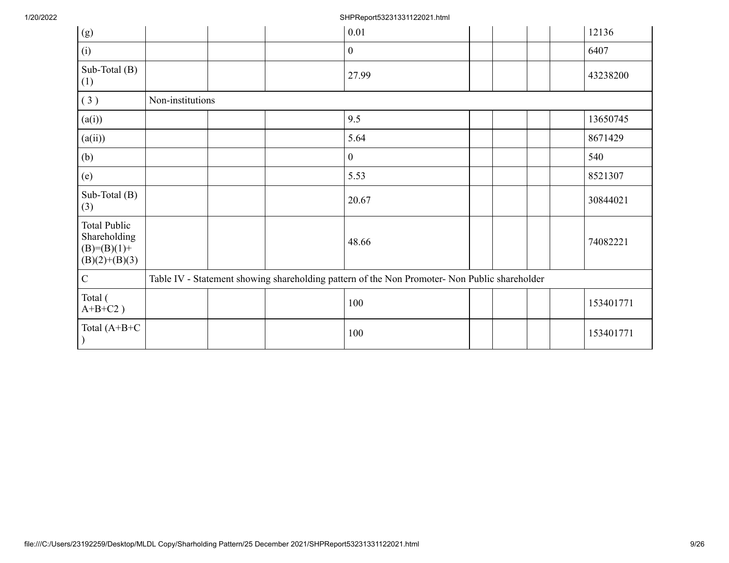| (g) | | | 0.01 | | | | | 12136 |
|---|---|---|---|---|---|---|---|---|
| (i) | | | 0 | | | | | 6407 |
| Sub-Total (B) (1) | | | 27.99 | | | | | 43238200 |
| ( 3 ) | Non-institutions | | | | | | | |
| (a(i)) | | | 9.5 | | | | | 13650745 |
| (a(ii)) | | | 5.64 | | | | | 8671429 |
| (b) | | | 0 | | | | | 540 |
| (e) | | | 5.53 | | | | | 8521307 |
| Sub-Total (B) (3) | | | 20.67 | | | | | 30844021 |
| Total Public Shareholding (B)=(B)(1)+(B)(2)+(B)(3) | | | 48.66 | | | | | 74082221 |
| C | Table IV - Statement showing shareholding pattern of the Non Promoter- Non Public shareholder | | | | | | | |
| Total ( A+B+C2 ) | | | 100 | | | | | 153401771 |
| Total (A+B+C ) | | | 100 | | | | | 153401771 |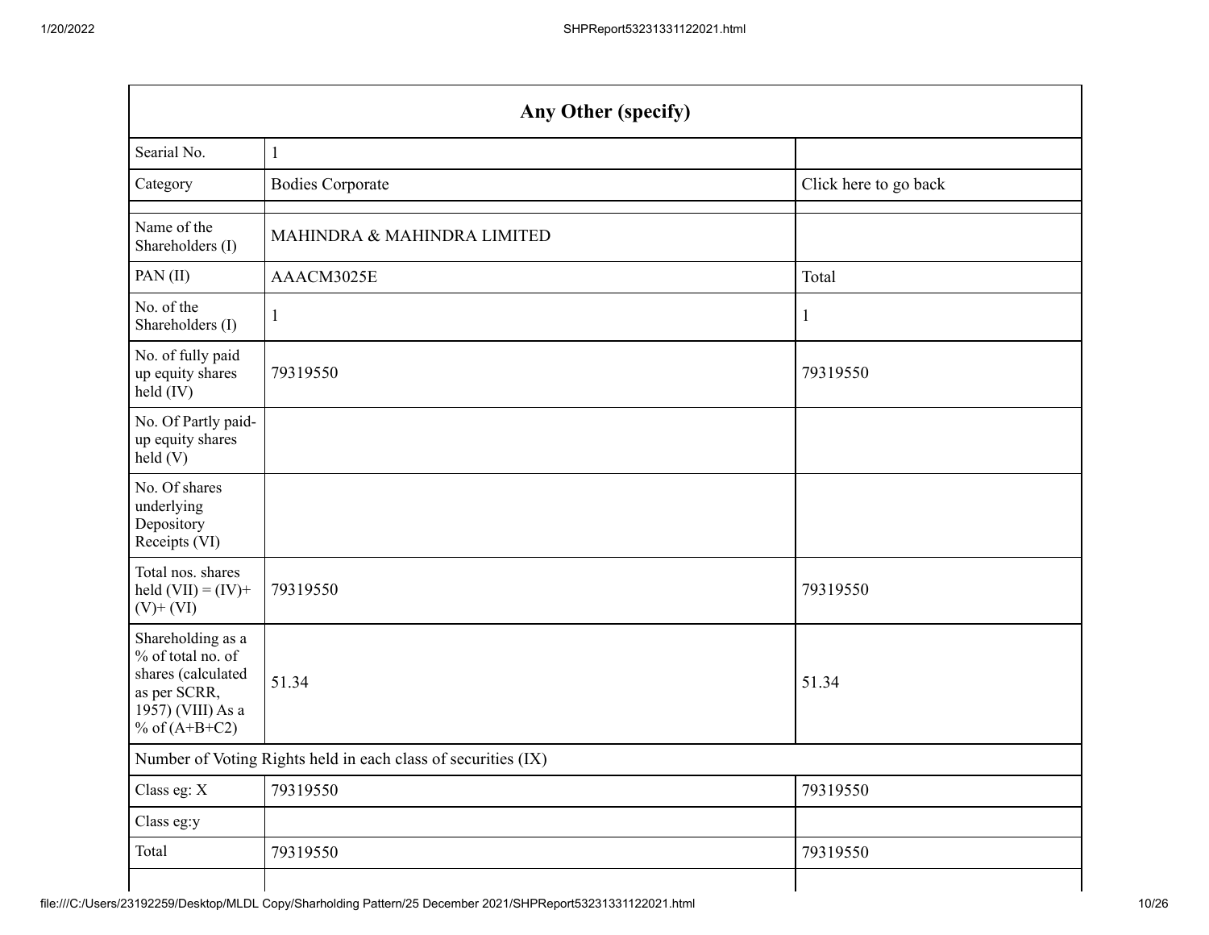| Any Other (specify) | | |
|---|---|---|
| Searial No. | 1 | |
| Category | Bodies Corporate | Click here to go back |
| | | |
| Name of the Shareholders (I) | MAHINDRA & MAHINDRA LIMITED | |
| PAN (II) | AAACM3025E | Total |
| No. of the Shareholders (I) | 1 | 1 |
| No. of fully paid up equity shares held (IV) | 79319550 | 79319550 |
| No. Of Partly paid-up equity shares held (V) | | |
| No. Of shares underlying Depository Receipts (VI) | | |
| Total nos. shares held (VII) = (IV)+ (V)+ (VI) | 79319550 | 79319550 |
| Shareholding as a % of total no. of shares (calculated as per SCRR, 1957) (VIII) As a % of (A+B+C2) | 51.34 | 51.34 |
| Number of Voting Rights held in each class of securities (IX) | | |
| Class eg: X | 79319550 | 79319550 |
| Class eg:y | | |
| Total | 79319550 | 79319550 |
| | | |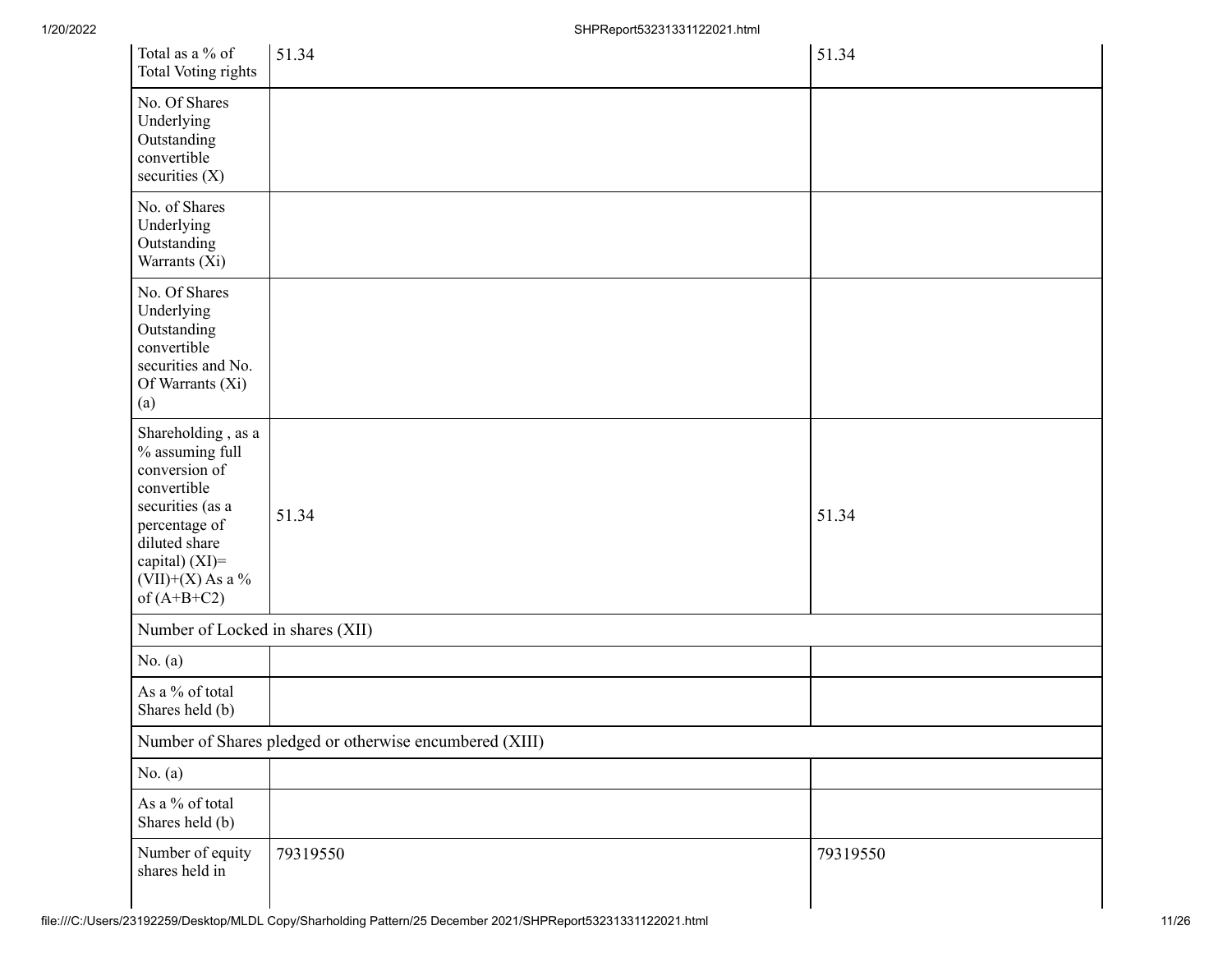| | | |
|---|---|---|
| Total as a % of Total Voting rights | 51.34 | 51.34 |
| No. Of Shares Underlying Outstanding convertible securities (X) | | |
| No. of Shares Underlying Outstanding Warrants (Xi) | | |
| No. Of Shares Underlying Outstanding convertible securities and No. Of Warrants (Xi) (a) | | |
| Shareholding , as a % assuming full conversion of convertible securities (as a percentage of diluted share capital) (XI)= (VII)+(X) As a % of (A+B+C2) | 51.34 | 51.34 |
| Number of Locked in shares (XII) | | |
| No. (a) | | |
| As a % of total Shares held (b) | | |
| Number of Shares pledged or otherwise encumbered (XIII) | | |
| No. (a) | | |
| As a % of total Shares held (b) | | |
| Number of equity shares held in | 79319550 | 79319550 |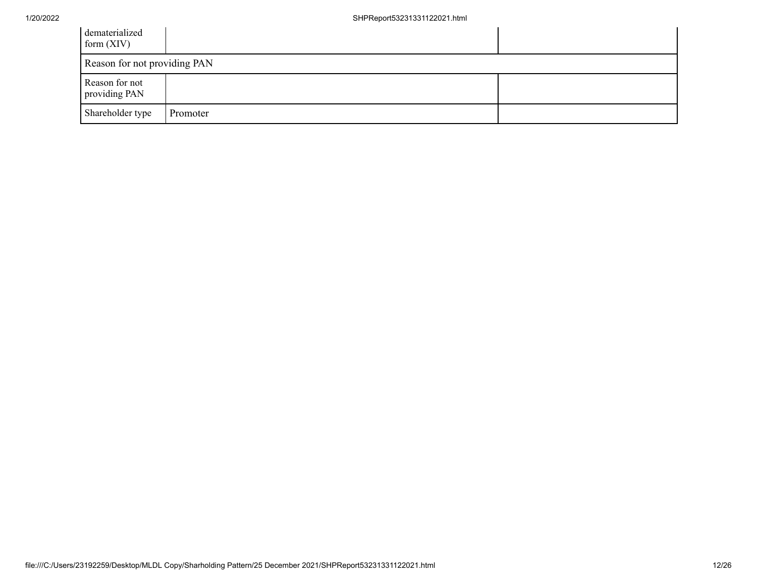| | | |
|---|---|---|
| dematerialized form (XIV) | | |
| Reason for not providing PAN | | |
| Reason for not providing PAN | | |
| Shareholder type | Promoter | |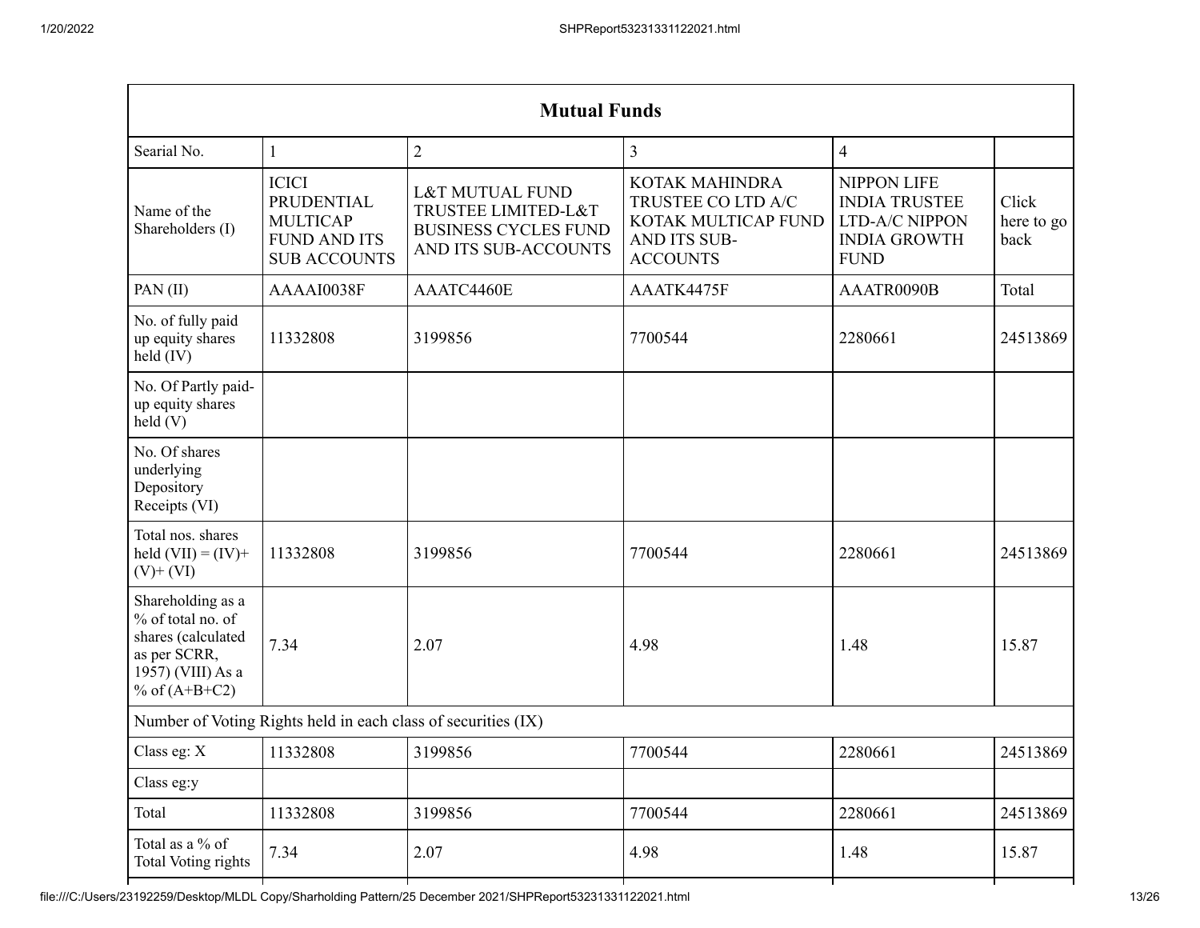| Mutual Funds | | | | | |
|---|---|---|---|---|---|
| Searial No. | 1 | 2 | 3 | 4 | |
| Name of the Shareholders (I) | ICICI PRUDENTIAL MULTICAP FUND AND ITS SUB ACCOUNTS | L&T MUTUAL FUND TRUSTEE LIMITED-L&T BUSINESS CYCLES FUND AND ITS SUB-ACCOUNTS | KOTAK MAHINDRA TRUSTEE CO LTD A/C KOTAK MULTICAP FUND AND ITS SUB-ACCOUNTS | NIPPON LIFE INDIA TRUSTEE LTD-A/C NIPPON INDIA GROWTH FUND | Click here to go back |
| PAN (II) | AAAAI0038F | AAATC4460E | AAATK4475F | AAATR0090B | Total |
| No. of fully paid up equity shares held (IV) | 11332808 | 3199856 | 7700544 | 2280661 | 24513869 |
| No. Of Partly paid-up equity shares held (V) | | | | | |
| No. Of shares underlying Depository Receipts (VI) | | | | | |
| Total nos. shares held (VII) = (IV)+ (V)+ (VI) | 11332808 | 3199856 | 7700544 | 2280661 | 24513869 |
| Shareholding as a % of total no. of shares (calculated as per SCRR, 1957) (VIII) As a % of (A+B+C2) | 7.34 | 2.07 | 4.98 | 1.48 | 15.87 |
| Number of Voting Rights held in each class of securities (IX) | | | | | |
| Class eg: X | 11332808 | 3199856 | 7700544 | 2280661 | 24513869 |
| Class eg:y | | | | | |
| Total | 11332808 | 3199856 | 7700544 | 2280661 | 24513869 |
| Total as a % of Total Voting rights | 7.34 | 2.07 | 4.98 | 1.48 | 15.87 |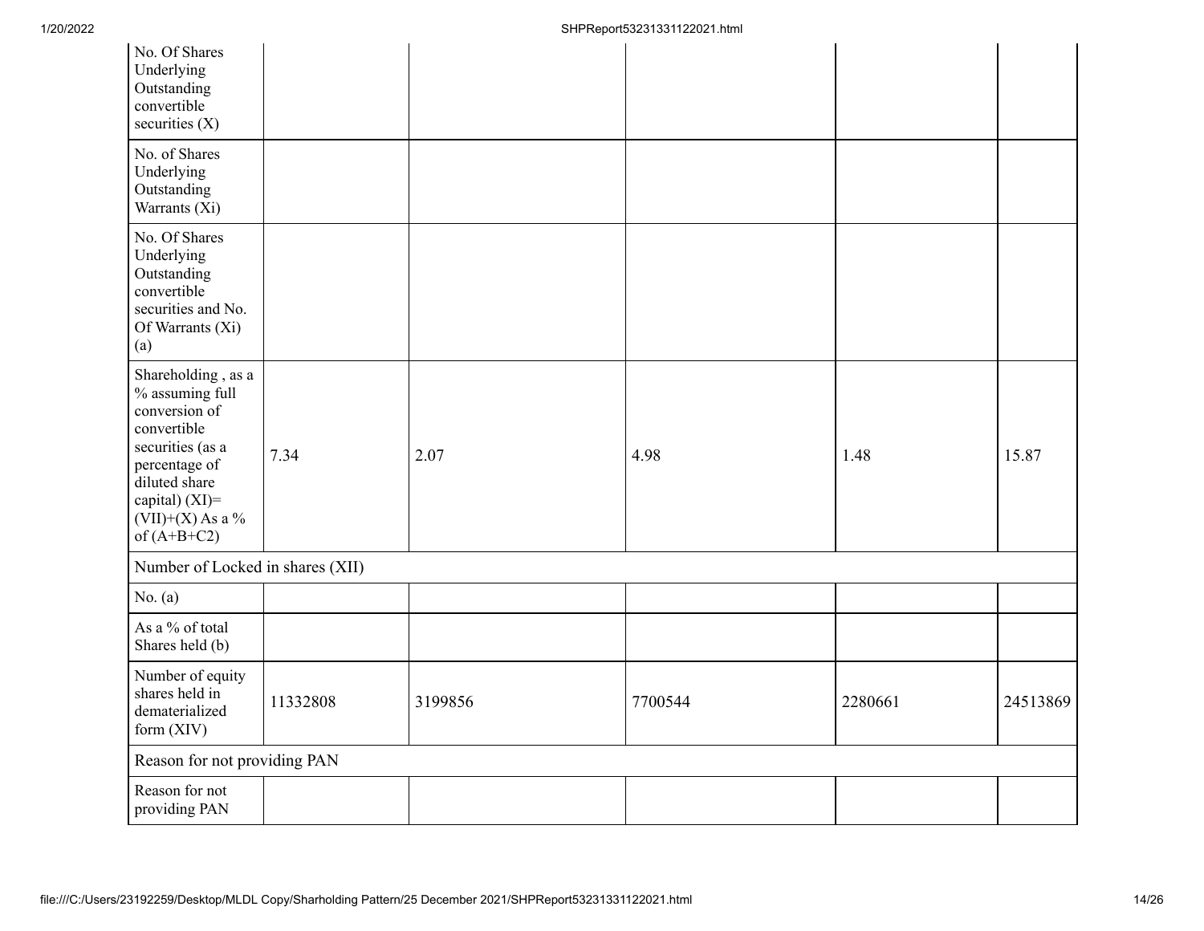| No. Of Shares Underlying Outstanding convertible securities (X) | | | | | |
|---|---|---|---|---|---|
| No. of Shares Underlying Outstanding Warrants (Xi) | | | | | |
| No. Of Shares Underlying Outstanding convertible securities and No. Of Warrants (Xi) (a) | | | | | |
| Shareholding , as a % assuming full conversion of convertible securities (as a percentage of diluted share capital) (XI)= (VII)+(X) As a % of (A+B+C2) | 7.34 | 2.07 | 4.98 | 1.48 | 15.87 |
| Number of Locked in shares (XII) | | | | | |
| No. (a) | | | | | |
| As a % of total Shares held (b) | | | | | |
| Number of equity shares held in dematerialized form (XIV) | 11332808 | 3199856 | 7700544 | 2280661 | 24513869 |
| Reason for not providing PAN | | | | | |
| Reason for not providing PAN | | | | | |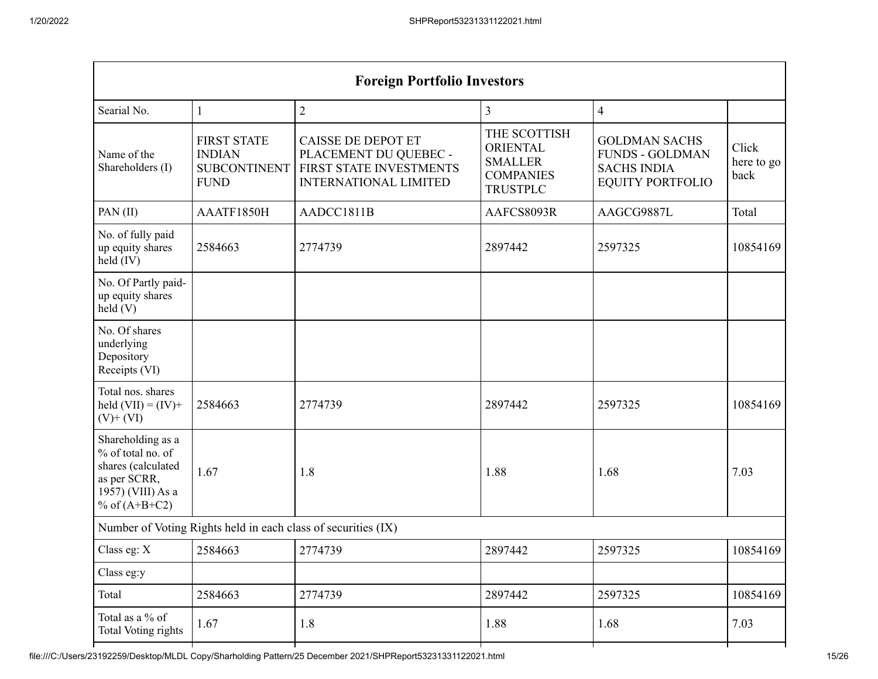| Foreign Portfolio Investors | | | | | |
|---|---|---|---|---|---|
| Searial No. | 1 | 2 | 3 | 4 | |
| Name of the Shareholders (I) | FIRST STATE INDIAN SUBCONTINENT FUND | CAISSE DE DEPOT ET PLACEMENT DU QUEBEC - FIRST STATE INVESTMENTS INTERNATIONAL LIMITED | THE SCOTTISH ORIENTAL SMALLER COMPANIES TRUSTPLC | GOLDMAN SACHS FUNDS - GOLDMAN SACHS INDIA EQUITY PORTFOLIO | Click here to go back |
| PAN (II) | AAATF1850H | AADCC1811B | AAFCS8093R | AAGCG9887L | Total |
| No. of fully paid up equity shares held (IV) | 2584663 | 2774739 | 2897442 | 2597325 | 10854169 |
| No. Of Partly paid-up equity shares held (V) | | | | | |
| No. Of shares underlying Depository Receipts (VI) | | | | | |
| Total nos. shares held (VII) = (IV)+ (V)+ (VI) | 2584663 | 2774739 | 2897442 | 2597325 | 10854169 |
| Shareholding as a % of total no. of shares (calculated as per SCRR, 1957) (VIII) As a % of (A+B+C2) | 1.67 | 1.8 | 1.88 | 1.68 | 7.03 |
| Number of Voting Rights held in each class of securities (IX) | | | | | |
| Class eg: X | 2584663 | 2774739 | 2897442 | 2597325 | 10854169 |
| Class eg:y | | | | | |
| Total | 2584663 | 2774739 | 2897442 | 2597325 | 10854169 |
| Total as a % of Total Voting rights | 1.67 | 1.8 | 1.88 | 1.68 | 7.03 |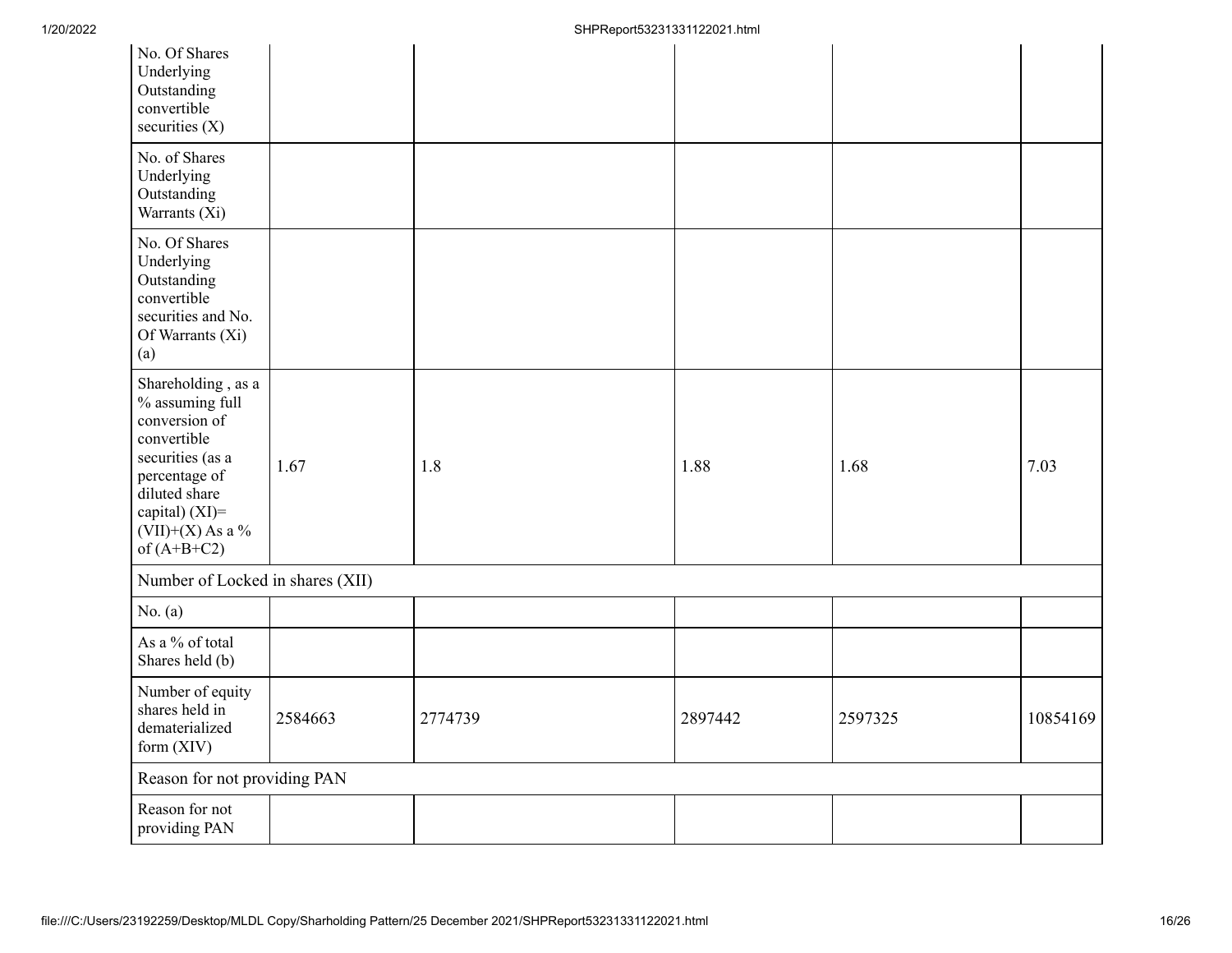| | | | | | |
|---|---|---|---|---|---|
| No. Of Shares Underlying Outstanding convertible securities (X) | | | | | |
| No. of Shares Underlying Outstanding Warrants (Xi) | | | | | |
| No. Of Shares Underlying Outstanding convertible securities and No. Of Warrants (Xi) (a) | | | | | |
| Shareholding , as a % assuming full conversion of convertible securities (as a percentage of diluted share capital) (XI)= (VII)+(X) As a % of (A+B+C2) | 1.67 | 1.8 | 1.88 | 1.68 | 7.03 |
| Number of Locked in shares (XII) | | | | | |
| No. (a) | | | | | |
| As a % of total Shares held (b) | | | | | |
| Number of equity shares held in dematerialized form (XIV) | 2584663 | 2774739 | 2897442 | 2597325 | 10854169 |
| Reason for not providing PAN | | | | | |
| Reason for not providing PAN | | | | | |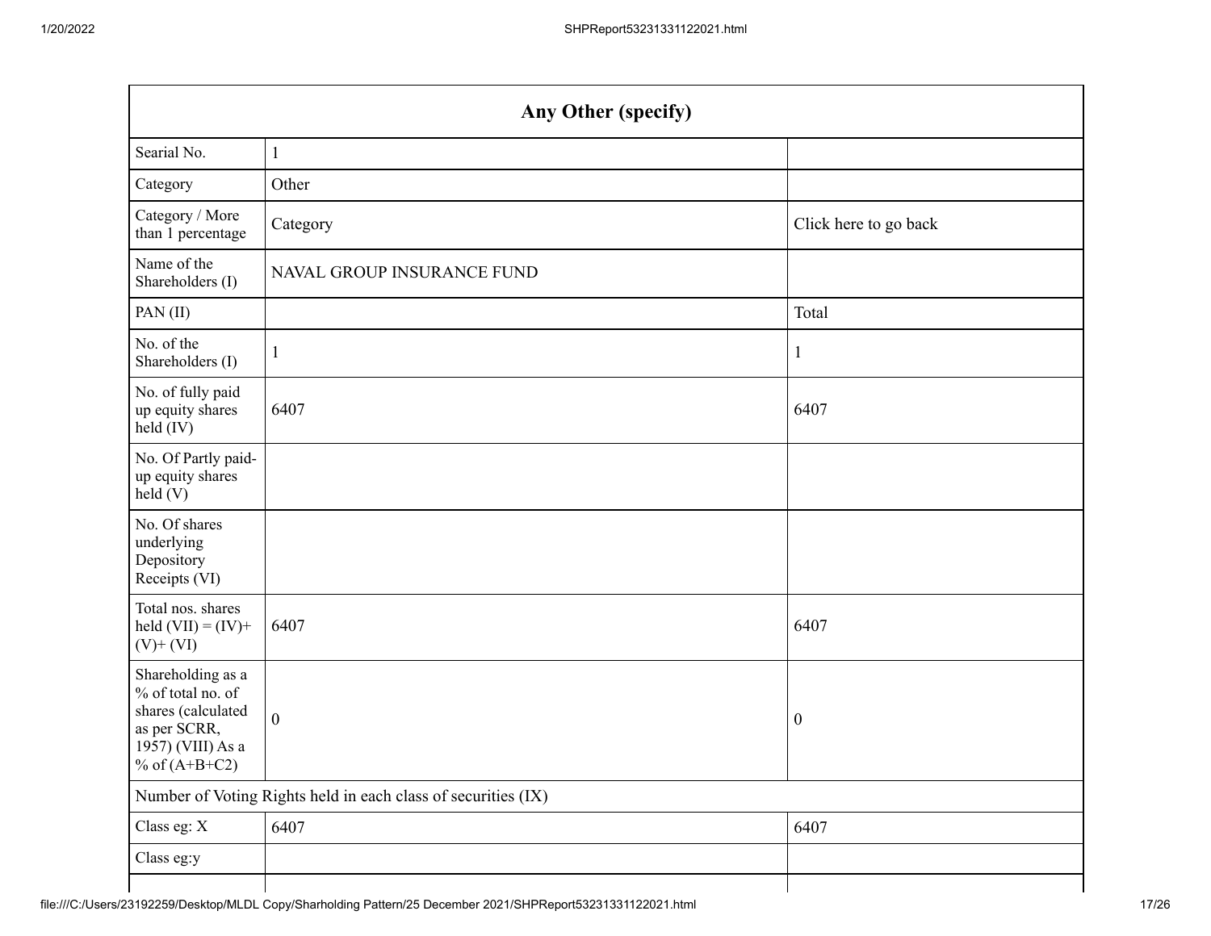| Any Other (specify) | | |
|---|---|---|
| Searial No. | 1 | |
| Category | Other | |
| Category / More than 1 percentage | Category | Click here to go back |
| Name of the Shareholders (I) | NAVAL GROUP INSURANCE FUND | |
| PAN (II) | | Total |
| No. of the Shareholders (I) | 1 | 1 |
| No. of fully paid up equity shares held (IV) | 6407 | 6407 |
| No. Of Partly paid-up equity shares held (V) | | |
| No. Of shares underlying Depository Receipts (VI) | | |
| Total nos. shares held (VII) = (IV)+ (V)+ (VI) | 6407 | 6407 |
| Shareholding as a % of total no. of shares (calculated as per SCRR, 1957) (VIII) As a % of (A+B+C2) | 0 | 0 |
| Number of Voting Rights held in each class of securities (IX) | | |
| Class eg: X | 6407 | 6407 |
| Class eg:y | | |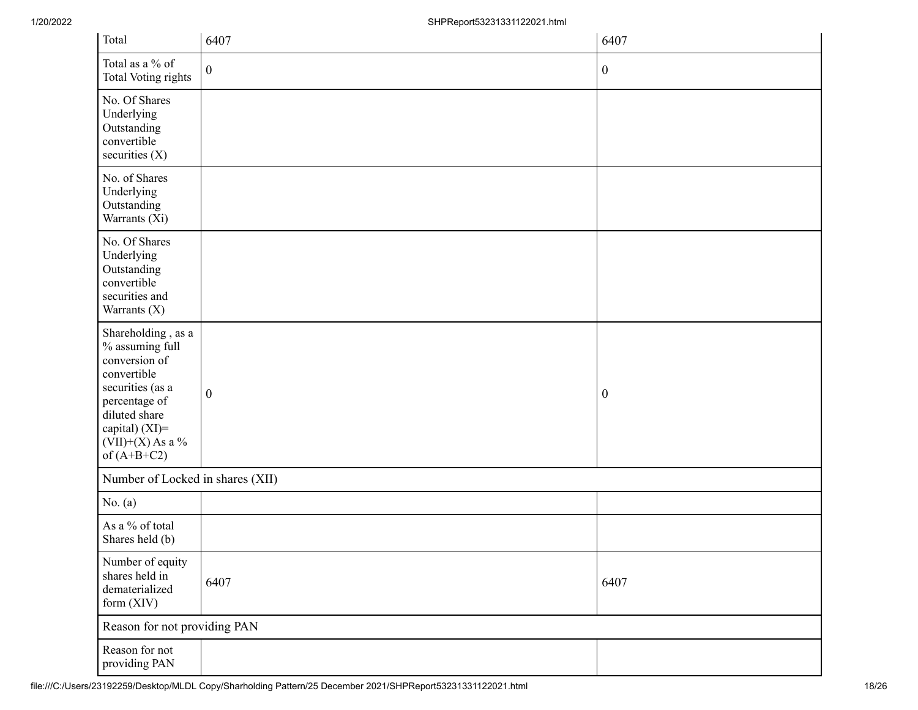| Total | 6407 | 6407 |
|---|---|---|
| Total as a % of Total Voting rights | 0 | 0 |
| No. Of Shares Underlying Outstanding convertible securities (X) | | |
| No. of Shares Underlying Outstanding Warrants (Xi) | | |
| No. Of Shares Underlying Outstanding convertible securities and Warrants (X) | | |
| Shareholding , as a % assuming full conversion of convertible securities (as a percentage of diluted share capital) (XI)= (VII)+(X) As a % of (A+B+C2) | 0 | 0 |
| Number of Locked in shares (XII) | | |
| No. (a) | | |
| As a % of total Shares held (b) | | |
| Number of equity shares held in dematerialized form (XIV) | 6407 | 6407 |
| Reason for not providing PAN | | |
| Reason for not providing PAN | | |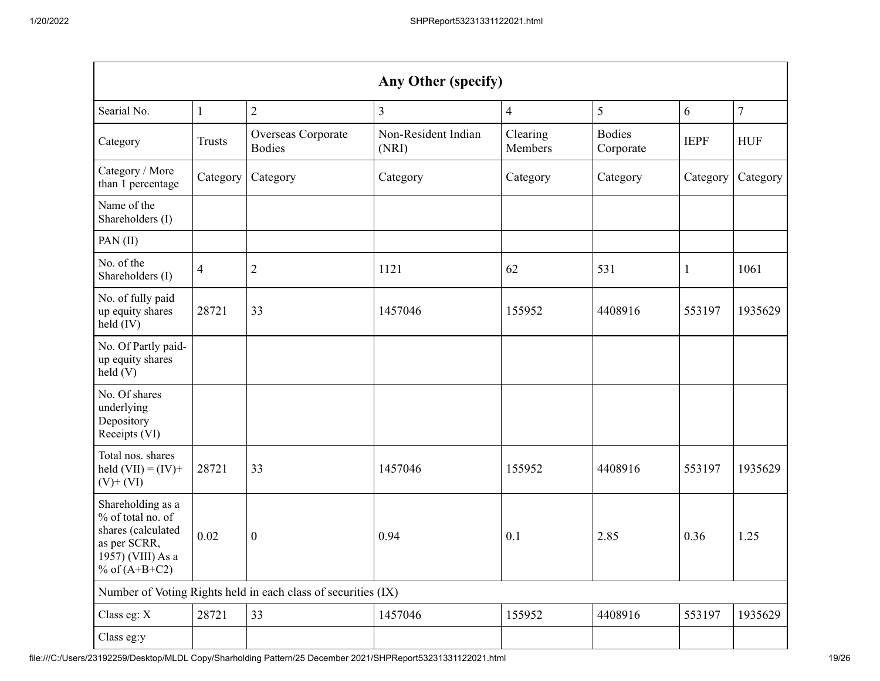| Any Other (specify) | | | | | | | |
|---|---|---|---|---|---|---|---|
| Searial No. | 1 | 2 | 3 | 4 | 5 | 6 | 7 |
| Category | Trusts | Overseas Corporate Bodies | Non-Resident Indian (NRI) | Clearing Members | Bodies Corporate | IEPF | HUF |
| Category / More than 1 percentage | Category | Category | Category | Category | Category | Category | Category |
| Name of the Shareholders (I) | | | | | | | |
| PAN (II) | | | | | | | |
| No. of the Shareholders (I) | 4 | 2 | 1121 | 62 | 531 | 1 | 1061 |
| No. of fully paid up equity shares held (IV) | 28721 | 33 | 1457046 | 155952 | 4408916 | 553197 | 1935629 |
| No. Of Partly paid-up equity shares held (V) | | | | | | | |
| No. Of shares underlying Depository Receipts (VI) | | | | | | | |
| Total nos. shares held (VII) = (IV)+ (V)+ (VI) | 28721 | 33 | 1457046 | 155952 | 4408916 | 553197 | 1935629 |
| Shareholding as a % of total no. of shares (calculated as per SCRR, 1957) (VIII) As a % of (A+B+C2) | 0.02 | 0 | 0.94 | 0.1 | 2.85 | 0.36 | 1.25 |
| Number of Voting Rights held in each class of securities (IX) | | | | | | | |
| Class eg: X | 28721 | 33 | 1457046 | 155952 | 4408916 | 553197 | 1935629 |
| Class eg:y | | | | | | | |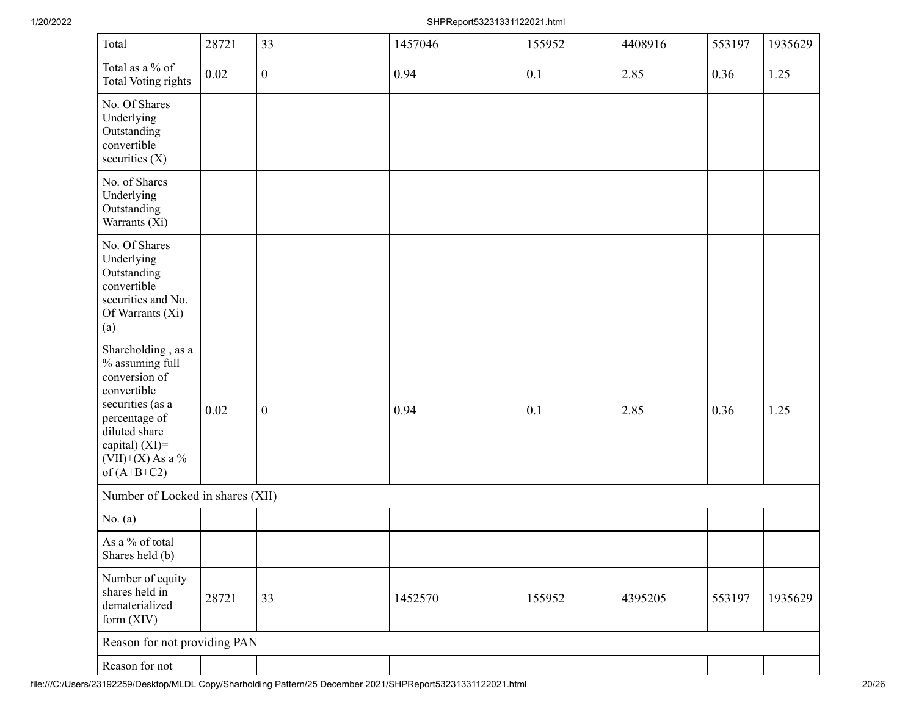| Total | 28721 | 33 | 1457046 | 155952 | 4408916 | 553197 | 1935629 |
|---|---|---|---|---|---|---|---|
| Total as a % of Total Voting rights | 0.02 | 0 | 0.94 | 0.1 | 2.85 | 0.36 | 1.25 |
| No. Of Shares Underlying Outstanding convertible securities (X) | | | | | | | |
| No. of Shares Underlying Outstanding Warrants (Xi) | | | | | | | |
| No. Of Shares Underlying Outstanding convertible securities and No. Of Warrants (Xi) (a) | | | | | | | |
| Shareholding , as a % assuming full conversion of convertible securities (as a percentage of diluted share capital) (XI)= (VII)+(X) As a % of (A+B+C2) | 0.02 | 0 | 0.94 | 0.1 | 2.85 | 0.36 | 1.25 |
| Number of Locked in shares (XII) | | | | | | | |
| No. (a) | | | | | | | |
| As a % of total Shares held (b) | | | | | | | |
| Number of equity shares held in dematerialized form (XIV) | 28721 | 33 | 1452570 | 155952 | 4395205 | 553197 | 1935629 |
| Reason for not providing PAN | | | | | | | |
| Reason for not | | | | | | | |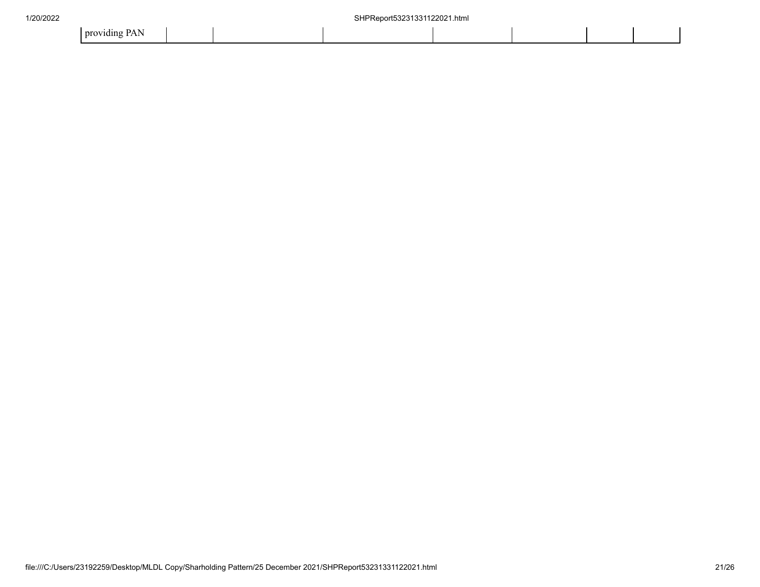| providing PAN | | | | | | | |
|---|---|---|---|---|---|---|---|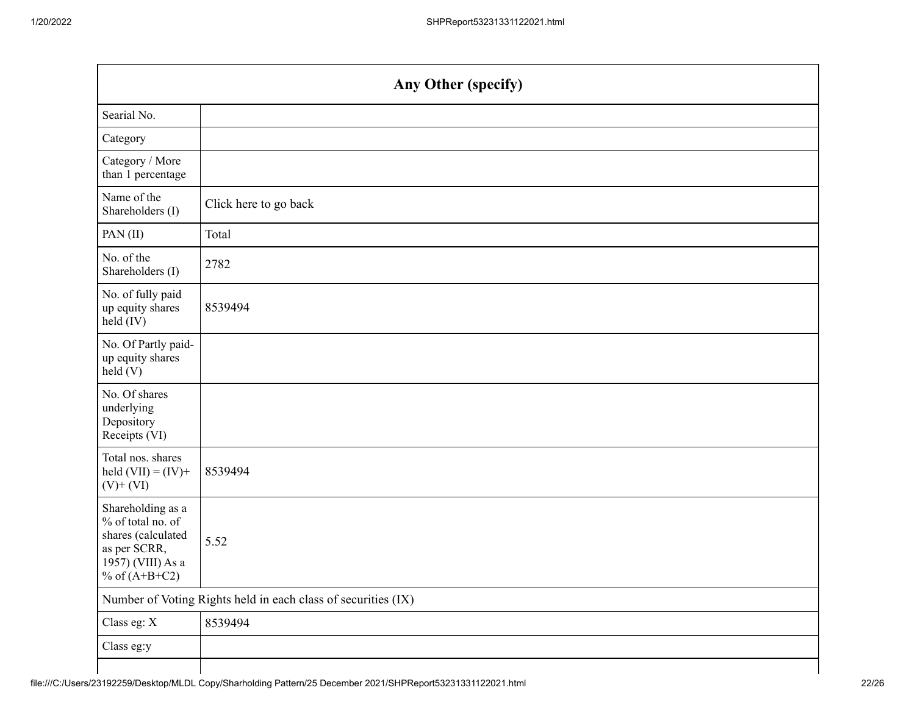| Any Other (specify) | |
|---|---|
| Searial No. | |
| Category | |
| Category / More than 1 percentage | |
| Name of the Shareholders (I) | Click here to go back |
| PAN (II) | Total |
| No. of the Shareholders (I) | 2782 |
| No. of fully paid up equity shares held (IV) | 8539494 |
| No. Of Partly paid-up equity shares held (V) | |
| No. Of shares underlying Depository Receipts (VI) | |
| Total nos. shares held (VII) = (IV)+ (V)+ (VI) | 8539494 |
| Shareholding as a % of total no. of shares (calculated as per SCRR, 1957) (VIII) As a % of (A+B+C2) | 5.52 |
| Number of Voting Rights held in each class of securities (IX) | |
| Class eg: X | 8539494 |
| Class eg:y | |
| | |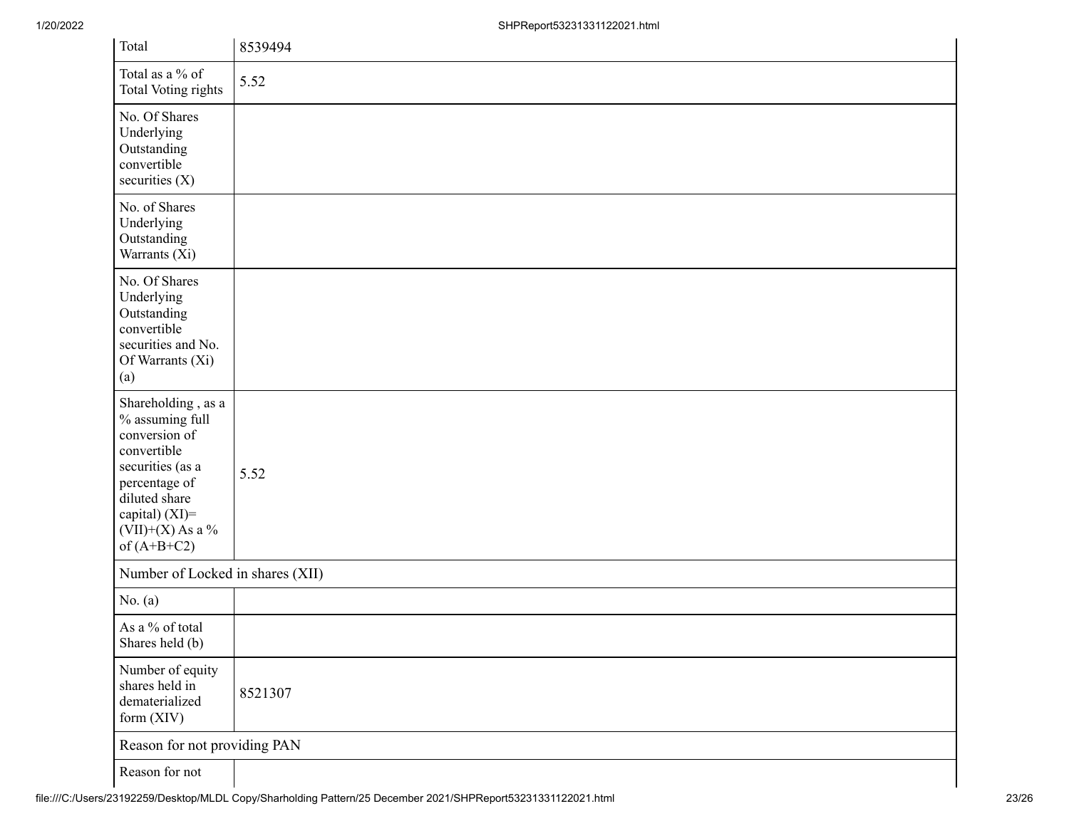| Total | 8539494 |
|---|---|
| Total as a % of Total Voting rights | 5.52 |
| No. Of Shares Underlying Outstanding convertible securities (X) | |
| No. of Shares Underlying Outstanding Warrants (Xi) | |
| No. Of Shares Underlying Outstanding convertible securities and No. Of Warrants (Xi) (a) | |
| Shareholding , as a % assuming full conversion of convertible securities (as a percentage of diluted share capital) (XI)= (VII)+(X) As a % of (A+B+C2) | 5.52 |
| Number of Locked in shares (XII) | |
| No. (a) | |
| As a % of total Shares held (b) | |
| Number of equity shares held in dematerialized form (XIV) | 8521307 |
| Reason for not providing PAN | |
| Reason for not | |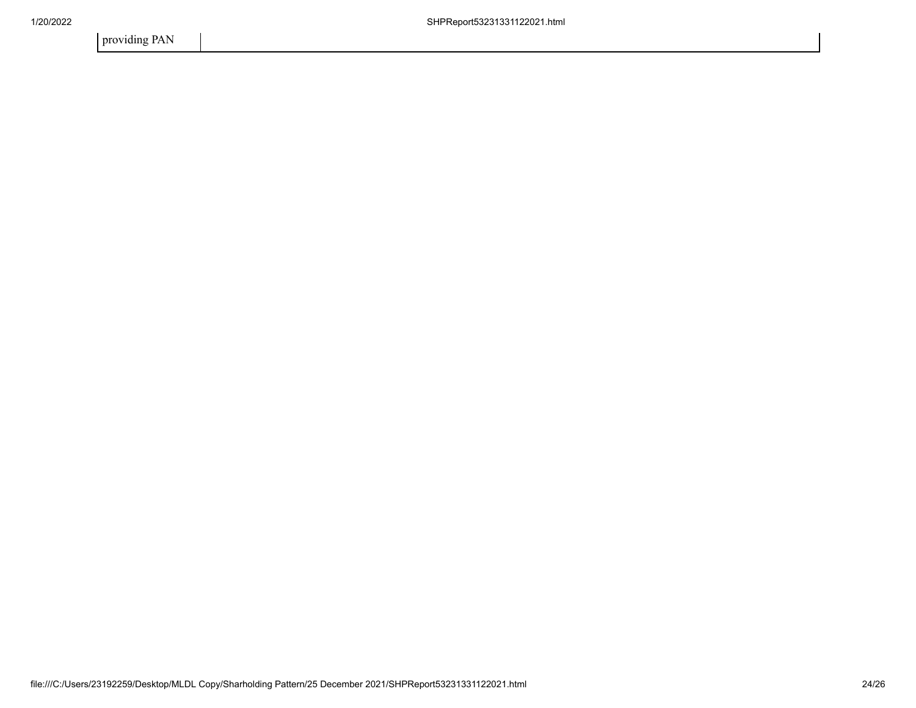| providing PAN | |
| --- | --- |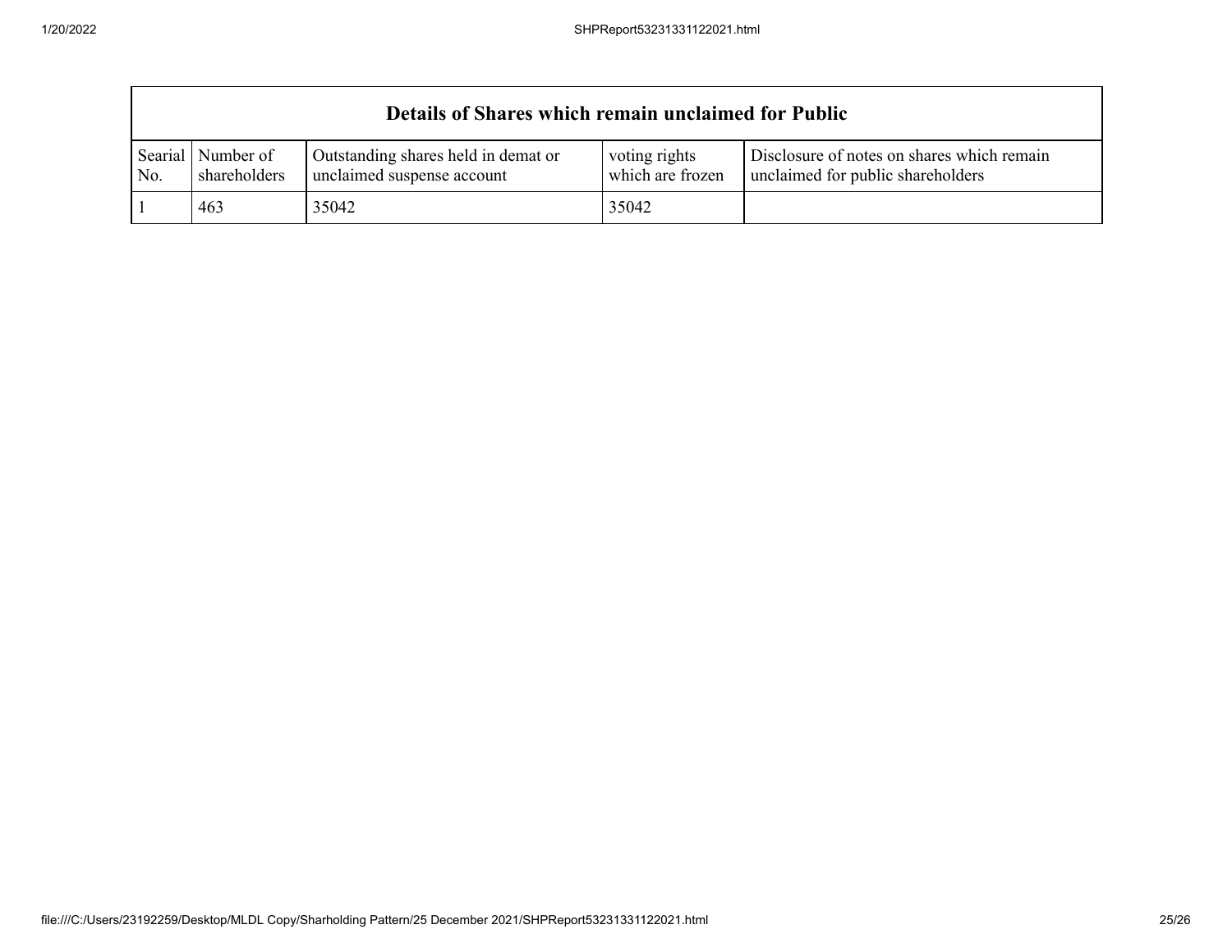| Details of Shares which remain unclaimed for Public | | | | |
|---|---|---|---|---|
| Searial No. | Number of shareholders | Outstanding shares held in demat or unclaimed suspense account | voting rights which are frozen | Disclosure of notes on shares which remain unclaimed for public shareholders |
| 1 | 463 | 35042 | 35042 | |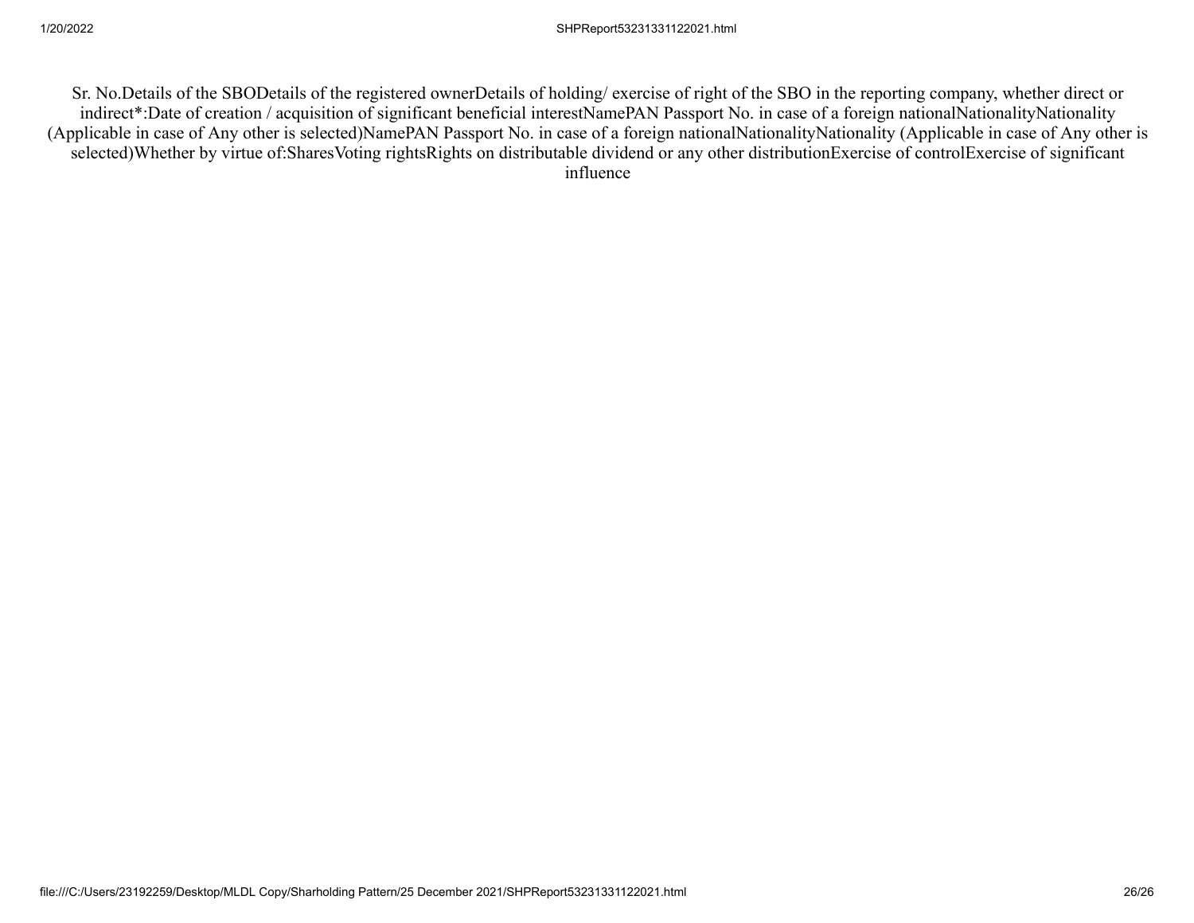Sr. No.Details of the SBODetails of the registered ownerDetails of holding/ exercise of right of the SBO in the reporting company, whether direct or indirect*:Date of creation / acquisition of significant beneficial interestNamePAN Passport No. in case of a foreign nationalNationalityNationality (Applicable in case of Any other is selected)NamePAN Passport No. in case of a foreign nationalNationalityNationality (Applicable in case of Any other is selected)Whether by virtue of:SharesVoting rightsRights on distributable dividend or any other distributionExercise of controlExercise of significant influence